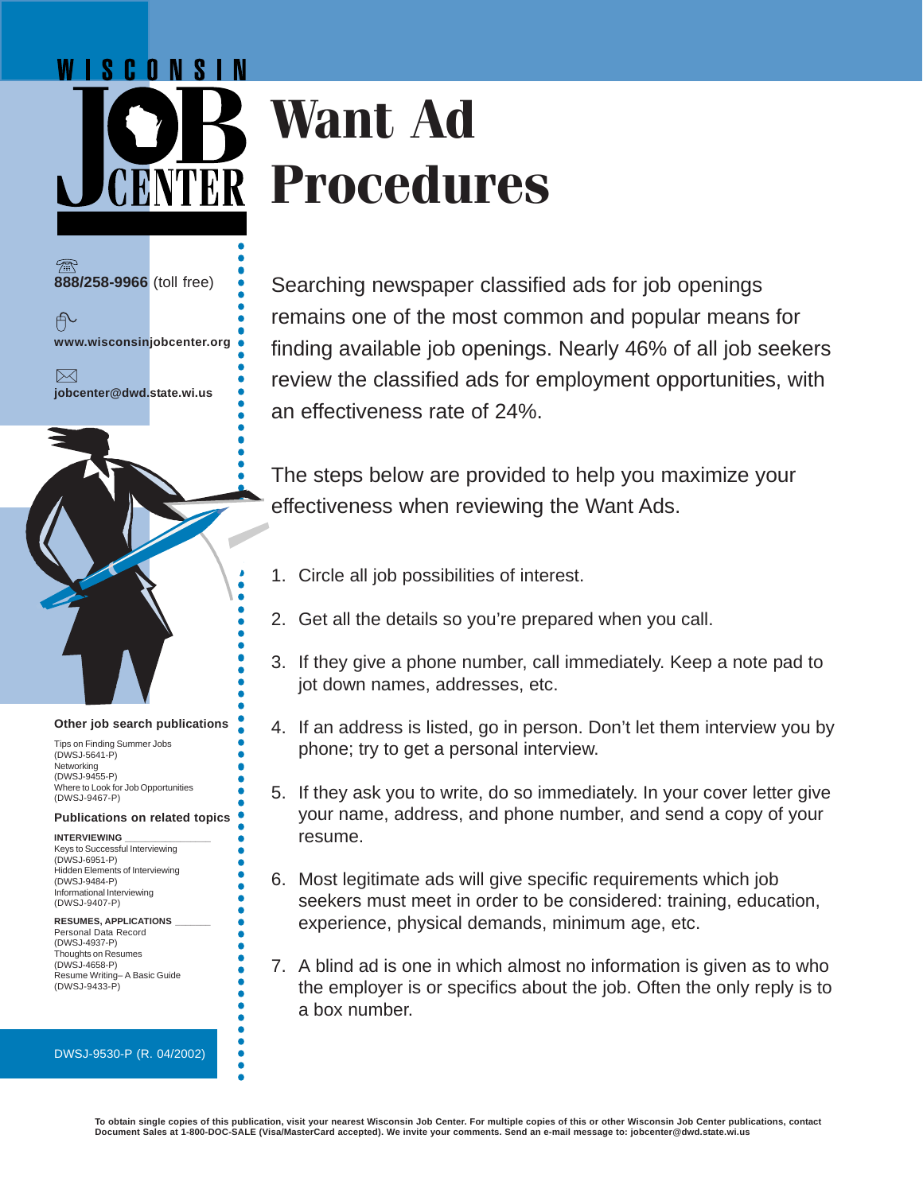WISCONSIN JOB CENTER

# Want Ad Procedures

888/258-9966 (toll free)

www.wisconsinjobcenter.org

jobcenter@dwd.state.wi.us

Searching newspaper classified ads for job openings remains one of the most common and popular means for finding available job openings. Nearly 46% of all job seekers review the classified ads for employment opportunities, with an effectiveness rate of 24%.

The steps below are provided to help you maximize your effectiveness when reviewing the Want Ads.

1. Circle all job possibilities of interest.
2. Get all the details so you're prepared when you call.
3. If they give a phone number, call immediately. Keep a note pad to jot down names, addresses, etc.
4. If an address is listed, go in person. Don't let them interview you by phone; try to get a personal interview.
5. If they ask you to write, do so immediately. In your cover letter give your name, address, and phone number, and send a copy of your resume.
6. Most legitimate ads will give specific requirements which job seekers must meet in order to be considered: training, education, experience, physical demands, minimum age, etc.
7. A blind ad is one in which almost no information is given as to who the employer is or specifics about the job. Often the only reply is to a box number.

**Other job search publications**

Tips on Finding Summer Jobs
(DWSJ-5641-P)
Networking
(DWSJ-9455-P)
Where to Look for Job Opportunities
(DWSJ-9467-P)

**Publications on related topics**

**INTERVIEWING**

Keys to Successful Interviewing
(DWSJ-6951-P)
Hidden Elements of Interviewing
(DWSJ-9484-P)
Informational Interviewing
(DWSJ-9407-P)

**RESUMES, APPLICATIONS**

Personal Data Record
(DWSJ-4937-P)
Thoughts on Resumes
(DWSJ-4658-P)
Resume Writing– A Basic Guide
(DWSJ-9433-P)

DWSJ-9530-P (R. 04/2002)

**To obtain single copies of this publication, visit your nearest Wisconsin Job Center. For multiple copies of this or other Wisconsin Job Center publications, contact Document Sales at 1-800-DOC-SALE (Visa/MasterCard accepted). We invite your comments. Send an e-mail message to: jobcenter@dwd.state.wi.us**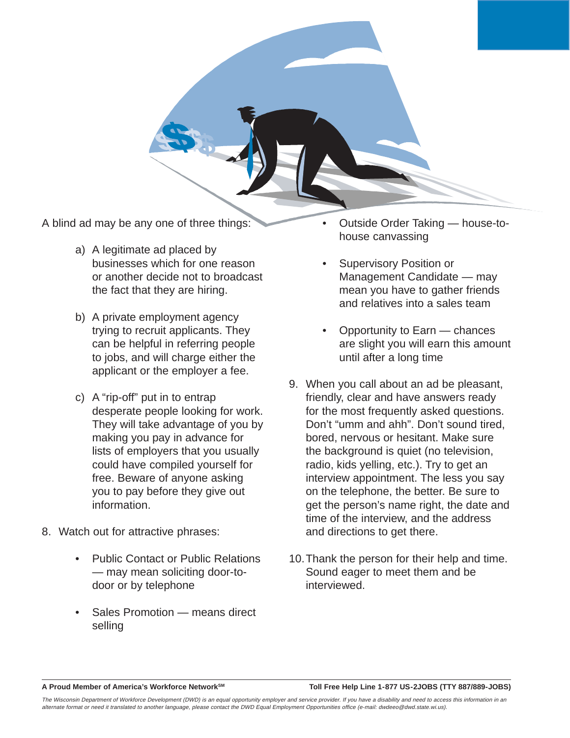A blind ad may be any one of three things:

a) A legitimate ad placed by businesses which for one reason or another decide not to broadcast the fact that they are hiring.

b) A private employment agency trying to recruit applicants. They can be helpful in referring people to jobs, and will charge either the applicant or the employer a fee.

c) A "rip-off" put in to entrap desperate people looking for work. They will take advantage of you by making you pay in advance for lists of employers that you usually could have compiled yourself for free. Beware of anyone asking you to pay before they give out information.

8. Watch out for attractive phrases:

   - Public Contact or Public Relations — may mean soliciting door-to-door or by telephone
   - Sales Promotion — means direct selling
   - Outside Order Taking — house-to-house canvassing
   - Supervisory Position or Management Candidate — may mean you have to gather friends and relatives into a sales team
   - Opportunity to Earn — chances are slight you will earn this amount until after a long time

9. When you call about an ad be pleasant, friendly, clear and have answers ready for the most frequently asked questions. Don't "umm and ahh". Don't sound tired, bored, nervous or hesitant. Make sure the background is quiet (no television, radio, kids yelling, etc.). Try to get an interview appointment. The less you say on the telephone, the better. Be sure to get the person's name right, the date and time of the interview, and the address and directions to get there.

10. Thank the person for their help and time. Sound eager to meet them and be interviewed.

**A Proud Member of America's Workforce Network**SM

**Toll Free Help Line 1-877 US-2JOBS (TTY 887/889-JOBS)**

*The Wisconsin Department of Workforce Development (DWD) is an equal opportunity employer and service provider. If you have a disability and need to access this information in an alternate format or need it translated to another language, please contact the DWD Equal Employment Opportunities office (e-mail: dwdeeo@dwd.state.wi.us).*